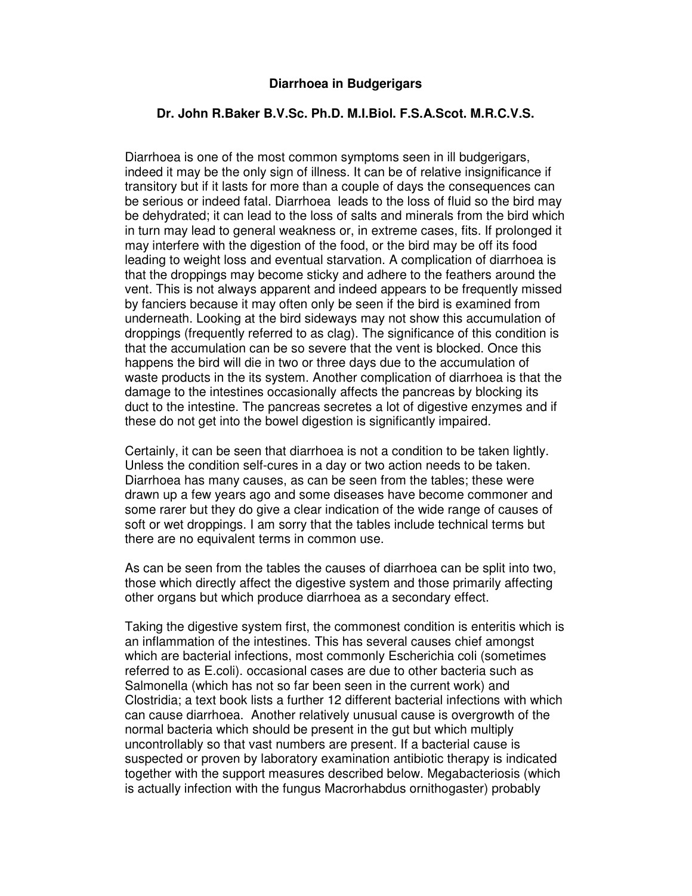# Diarrhoea in Budgerigars

**Dr. John R.Baker B.V.Sc. Ph.D. M.I.Biol. F.S.A.Scot. M.R.C.V.S.**

Diarrhoea is one of the most common symptoms seen in ill budgerigars, indeed it may be the only sign of illness. It can be of relative insignificance if transitory but if it lasts for more than a couple of days the consequences can be serious or indeed fatal. Diarrhoea leads to the loss of fluid so the bird may be dehydrated; it can lead to the loss of salts and minerals from the bird which in turn may lead to general weakness or, in extreme cases, fits. If prolonged it may interfere with the digestion of the food, or the bird may be off its food leading to weight loss and eventual starvation. A complication of diarrhoea is that the droppings may become sticky and adhere to the feathers around the vent. This is not always apparent and indeed appears to be frequently missed by fanciers because it may often only be seen if the bird is examined from underneath. Looking at the bird sideways may not show this accumulation of droppings (frequently referred to as clag). The significance of this condition is that the accumulation can be so severe that the vent is blocked. Once this happens the bird will die in two or three days due to the accumulation of waste products in the its system. Another complication of diarrhoea is that the damage to the intestines occasionally affects the pancreas by blocking its duct to the intestine. The pancreas secretes a lot of digestive enzymes and if these do not get into the bowel digestion is significantly impaired.

Certainly, it can be seen that diarrhoea is not a condition to be taken lightly. Unless the condition self-cures in a day or two action needs to be taken. Diarrhoea has many causes, as can be seen from the tables; these were drawn up a few years ago and some diseases have become commoner and some rarer but they do give a clear indication of the wide range of causes of soft or wet droppings. I am sorry that the tables include technical terms but there are no equivalent terms in common use.

As can be seen from the tables the causes of diarrhoea can be split into two, those which directly affect the digestive system and those primarily affecting other organs but which produce diarrhoea as a secondary effect.

Taking the digestive system first, the commonest condition is enteritis which is an inflammation of the intestines. This has several causes chief amongst which are bacterial infections, most commonly Escherichia coli (sometimes referred to as E.coli). occasional cases are due to other bacteria such as Salmonella (which has not so far been seen in the current work) and Clostridia; a text book lists a further 12 different bacterial infections with which can cause diarrhoea. Another relatively unusual cause is overgrowth of the normal bacteria which should be present in the gut but which multiply uncontrollably so that vast numbers are present. If a bacterial cause is suspected or proven by laboratory examination antibiotic therapy is indicated together with the support measures described below. Megabacteriosis (which is actually infection with the fungus Macrorhabdus ornithogaster) probably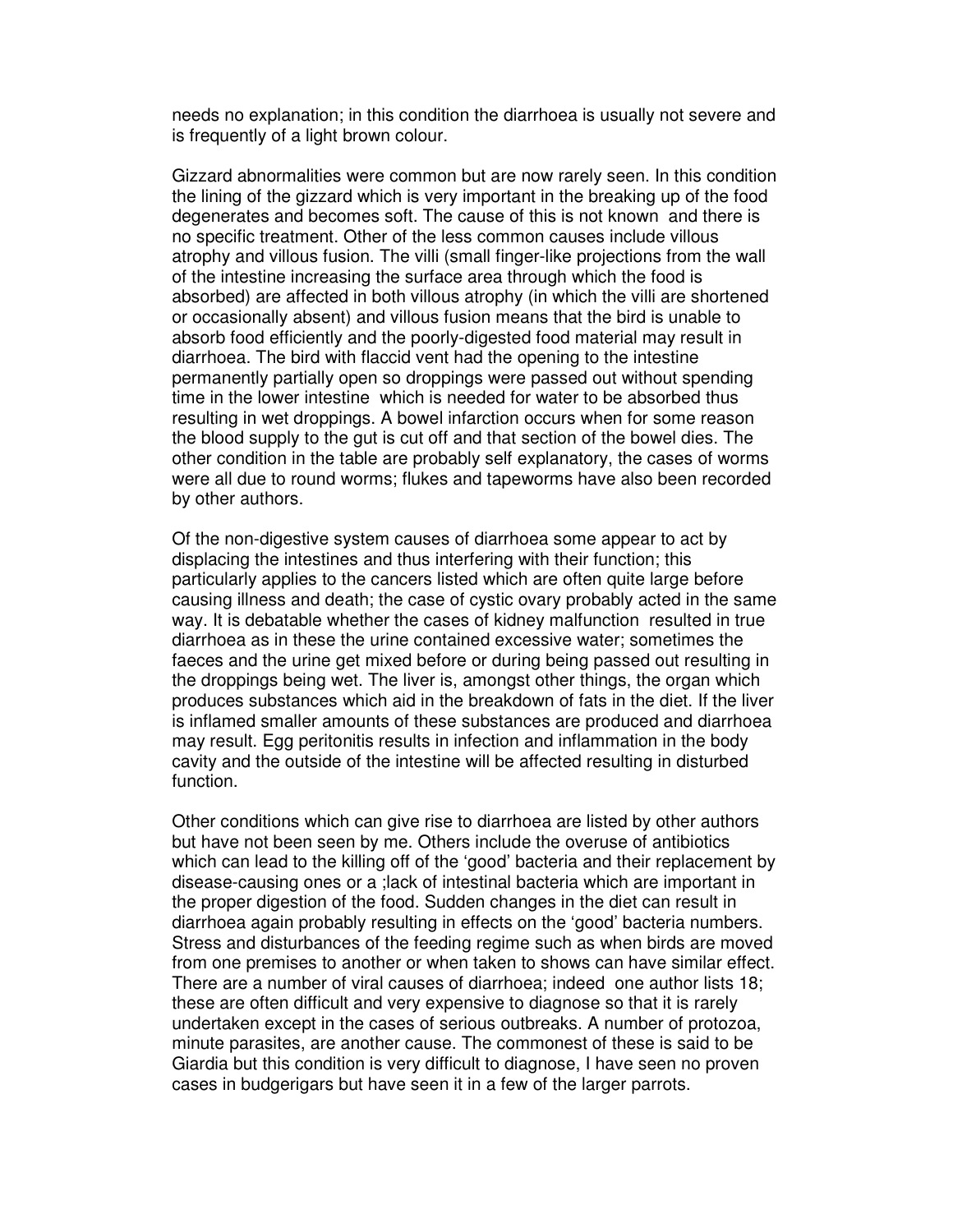needs no explanation; in this condition the diarrhoea is usually not severe and is frequently of a light brown colour.

Gizzard abnormalities were common but are now rarely seen. In this condition the lining of the gizzard which is very important in the breaking up of the food degenerates and becomes soft. The cause of this is not known and there is no specific treatment. Other of the less common causes include villous atrophy and villous fusion. The villi (small finger-like projections from the wall of the intestine increasing the surface area through which the food is absorbed) are affected in both villous atrophy (in which the villi are shortened or occasionally absent) and villous fusion means that the bird is unable to absorb food efficiently and the poorly-digested food material may result in diarrhoea. The bird with flaccid vent had the opening to the intestine permanently partially open so droppings were passed out without spending time in the lower intestine which is needed for water to be absorbed thus resulting in wet droppings. A bowel infarction occurs when for some reason the blood supply to the gut is cut off and that section of the bowel dies. The other condition in the table are probably self explanatory, the cases of worms were all due to round worms; flukes and tapeworms have also been recorded by other authors.

Of the non-digestive system causes of diarrhoea some appear to act by displacing the intestines and thus interfering with their function; this particularly applies to the cancers listed which are often quite large before causing illness and death; the case of cystic ovary probably acted in the same way. It is debatable whether the cases of kidney malfunction resulted in true diarrhoea as in these the urine contained excessive water; sometimes the faeces and the urine get mixed before or during being passed out resulting in the droppings being wet. The liver is, amongst other things, the organ which produces substances which aid in the breakdown of fats in the diet. If the liver is inflamed smaller amounts of these substances are produced and diarrhoea may result. Egg peritonitis results in infection and inflammation in the body cavity and the outside of the intestine will be affected resulting in disturbed function.

Other conditions which can give rise to diarrhoea are listed by other authors but have not been seen by me. Others include the overuse of antibiotics which can lead to the killing off of the 'good' bacteria and their replacement by disease-causing ones or a ;lack of intestinal bacteria which are important in the proper digestion of the food. Sudden changes in the diet can result in diarrhoea again probably resulting in effects on the 'good' bacteria numbers. Stress and disturbances of the feeding regime such as when birds are moved from one premises to another or when taken to shows can have similar effect. There are a number of viral causes of diarrhoea; indeed one author lists 18; these are often difficult and very expensive to diagnose so that it is rarely undertaken except in the cases of serious outbreaks. A number of protozoa, minute parasites, are another cause. The commonest of these is said to be Giardia but this condition is very difficult to diagnose, I have seen no proven cases in budgerigars but have seen it in a few of the larger parrots.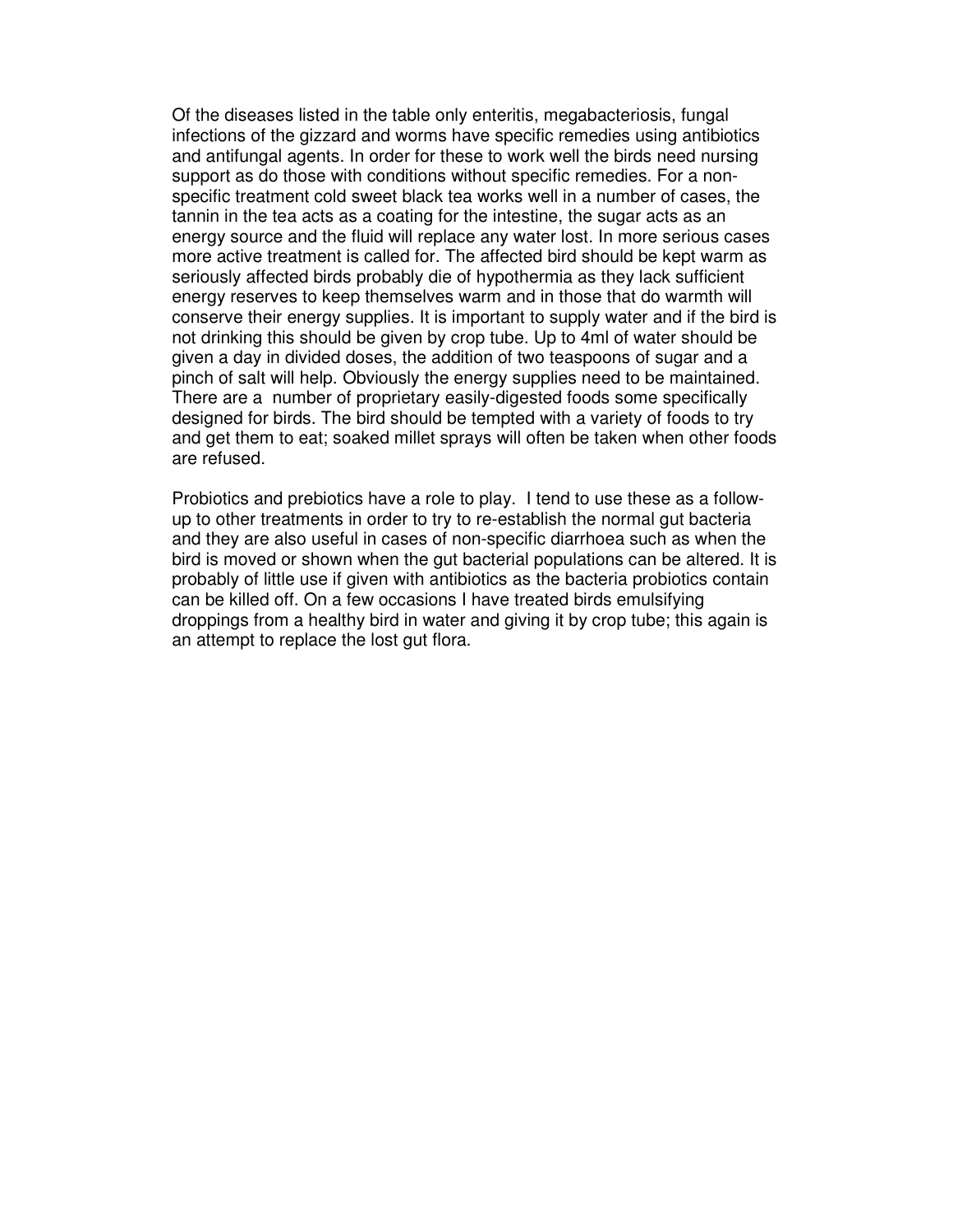Of the diseases listed in the table only enteritis, megabacteriosis, fungal infections of the gizzard and worms have specific remedies using antibiotics and antifungal agents. In order for these to work well the birds need nursing support as do those with conditions without specific remedies. For a non-specific treatment cold sweet black tea works well in a number of cases, the tannin in the tea acts as a coating for the intestine, the sugar acts as an energy source and the fluid will replace any water lost. In more serious cases more active treatment is called for. The affected bird should be kept warm as seriously affected birds probably die of hypothermia as they lack sufficient energy reserves to keep themselves warm and in those that do warmth will conserve their energy supplies. It is important to supply water and if the bird is not drinking this should be given by crop tube. Up to 4ml of water should be given a day in divided doses, the addition of two teaspoons of sugar and a pinch of salt will help. Obviously the energy supplies need to be maintained. There are a number of proprietary easily-digested foods some specifically designed for birds. The bird should be tempted with a variety of foods to try and get them to eat; soaked millet sprays will often be taken when other foods are refused.

Probiotics and prebiotics have a role to play. I tend to use these as a follow-up to other treatments in order to try to re-establish the normal gut bacteria and they are also useful in cases of non-specific diarrhoea such as when the bird is moved or shown when the gut bacterial populations can be altered. It is probably of little use if given with antibiotics as the bacteria probiotics contain can be killed off. On a few occasions I have treated birds emulsifying droppings from a healthy bird in water and giving it by crop tube; this again is an attempt to replace the lost gut flora.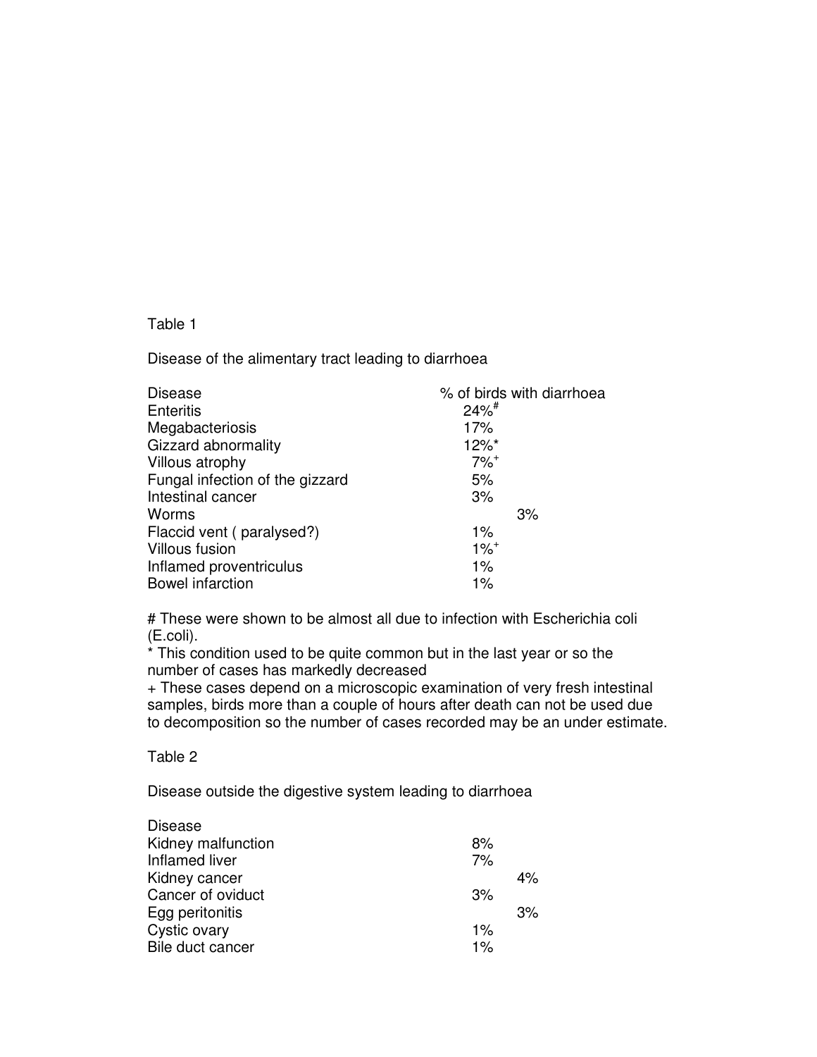Table 1

Disease of the alimentary tract leading to diarrhoea

| Disease | % of birds with diarrhoea |
| --- | --- |
| Enteritis | 24%# |
| Megabacteriosis | 17% |
| Gizzard abnormality | 12%* |
| Villous atrophy | 7%+ |
| Fungal infection of the gizzard | 5% |
| Intestinal cancer | 3% |
| Worms | 3% |
| Flaccid vent ( paralysed?) | 1% |
| Villous fusion | 1%+ |
| Inflamed proventriculus | 1% |
| Bowel infarction | 1% |

# These were shown to be almost all due to infection with Escherichia coli (E.coli).

* This condition used to be quite common but in the last year or so the number of cases has markedly decreased

+ These cases depend on a microscopic examination of very fresh intestinal samples, birds more than a couple of hours after death can not be used due to decomposition so the number of cases recorded may be an under estimate.

Table 2

Disease outside the digestive system leading to diarrhoea

| Disease | |
| --- | --- |
| Kidney malfunction | 8% |
| Inflamed liver | 7% |
| Kidney cancer | 4% |
| Cancer of oviduct | 3% |
| Egg peritonitis | 3% |
| Cystic ovary | 1% |
| Bile duct cancer | 1% |